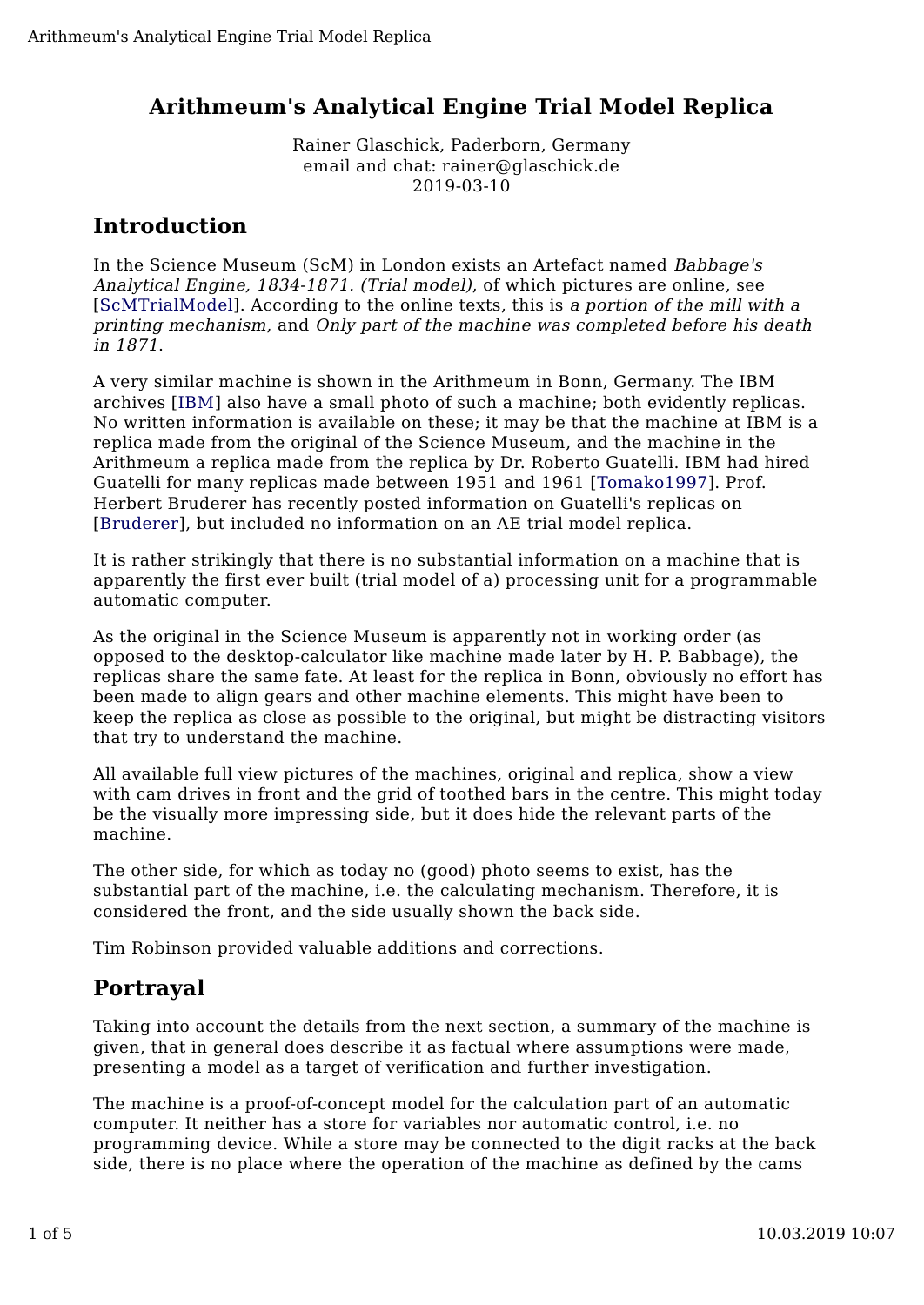# Arithmeum's Analytical Engine Trial Model Replica

Rainer Glaschick, Paderborn, Germany
email and chat: rainer@glaschick.de
2019-03-10

## Introduction

In the Science Museum (ScM) in London exists an Artefact named *Babbage's Analytical Engine, 1834-1871. (Trial model)*, of which pictures are online, see [ScMTrialModel]. According to the online texts, this is *a portion of the mill with a printing mechanism*, and *Only part of the machine was completed before his death in 1871*.

A very similar machine is shown in the Arithmeum in Bonn, Germany. The IBM archives [IBM] also have a small photo of such a machine; both evidently replicas. No written information is available on these; it may be that the machine at IBM is a replica made from the original of the Science Museum, and the machine in the Arithmeum a replica made from the replica by Dr. Roberto Guatelli. IBM had hired Guatelli for many replicas made between 1951 and 1961 [Tomako1997]. Prof. Herbert Bruderer has recently posted information on Guatelli's replicas on [Bruderer], but included no information on an AE trial model replica.

It is rather strikingly that there is no substantial information on a machine that is apparently the first ever built (trial model of a) processing unit for a programmable automatic computer.

As the original in the Science Museum is apparently not in working order (as opposed to the desktop-calculator like machine made later by H. P. Babbage), the replicas share the same fate. At least for the replica in Bonn, obviously no effort has been made to align gears and other machine elements. This might have been to keep the replica as close as possible to the original, but might be distracting visitors that try to understand the machine.

All available full view pictures of the machines, original and replica, show a view with cam drives in front and the grid of toothed bars in the centre. This might today be the visually more impressing side, but it does hide the relevant parts of the machine.

The other side, for which as today no (good) photo seems to exist, has the substantial part of the machine, i.e. the calculating mechanism. Therefore, it is considered the front, and the side usually shown the back side.

Tim Robinson provided valuable additions and corrections.

## Portrayal

Taking into account the details from the next section, a summary of the machine is given, that in general does describe it as factual where assumptions were made, presenting a model as a target of verification and further investigation.

The machine is a proof-of-concept model for the calculation part of an automatic computer. It neither has a store for variables nor automatic control, i.e. no programming device. While a store may be connected to the digit racks at the back side, there is no place where the operation of the machine as defined by the cams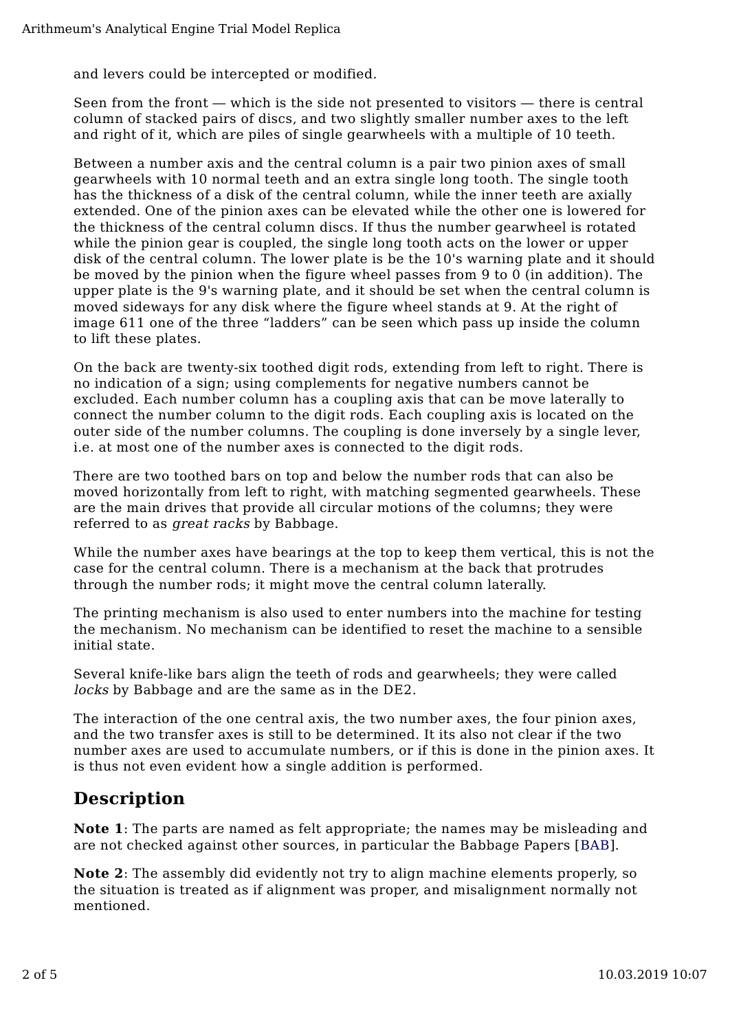and levers could be intercepted or modified.

Seen from the front — which is the side not presented to visitors — there is central column of stacked pairs of discs, and two slightly smaller number axes to the left and right of it, which are piles of single gearwheels with a multiple of 10 teeth.

Between a number axis and the central column is a pair two pinion axes of small gearwheels with 10 normal teeth and an extra single long tooth. The single tooth has the thickness of a disk of the central column, while the inner teeth are axially extended. One of the pinion axes can be elevated while the other one is lowered for the thickness of the central column discs. If thus the number gearwheel is rotated while the pinion gear is coupled, the single long tooth acts on the lower or upper disk of the central column. The lower plate is be the 10's warning plate and it should be moved by the pinion when the figure wheel passes from 9 to 0 (in addition). The upper plate is the 9's warning plate, and it should be set when the central column is moved sideways for any disk where the figure wheel stands at 9. At the right of image 611 one of the three “ladders” can be seen which pass up inside the column to lift these plates.

On the back are twenty-six toothed digit rods, extending from left to right. There is no indication of a sign; using complements for negative numbers cannot be excluded. Each number column has a coupling axis that can be move laterally to connect the number column to the digit rods. Each coupling axis is located on the outer side of the number columns. The coupling is done inversely by a single lever, i.e. at most one of the number axes is connected to the digit rods.

There are two toothed bars on top and below the number rods that can also be moved horizontally from left to right, with matching segmented gearwheels. These are the main drives that provide all circular motions of the columns; they were referred to as *great racks* by Babbage.

While the number axes have bearings at the top to keep them vertical, this is not the case for the central column. There is a mechanism at the back that protrudes through the number rods; it might move the central column laterally.

The printing mechanism is also used to enter numbers into the machine for testing the mechanism. No mechanism can be identified to reset the machine to a sensible initial state.

Several knife-like bars align the teeth of rods and gearwheels; they were called *locks* by Babbage and are the same as in the DE2.

The interaction of the one central axis, the two number axes, the four pinion axes, and the two transfer axes is still to be determined. It its also not clear if the two number axes are used to accumulate numbers, or if this is done in the pinion axes. It is thus not even evident how a single addition is performed.

## Description

**Note 1**: The parts are named as felt appropriate; the names may be misleading and are not checked against other sources, in particular the Babbage Papers [BAB].

**Note 2**: The assembly did evidently not try to align machine elements properly, so the situation is treated as if alignment was proper, and misalignment normally not mentioned.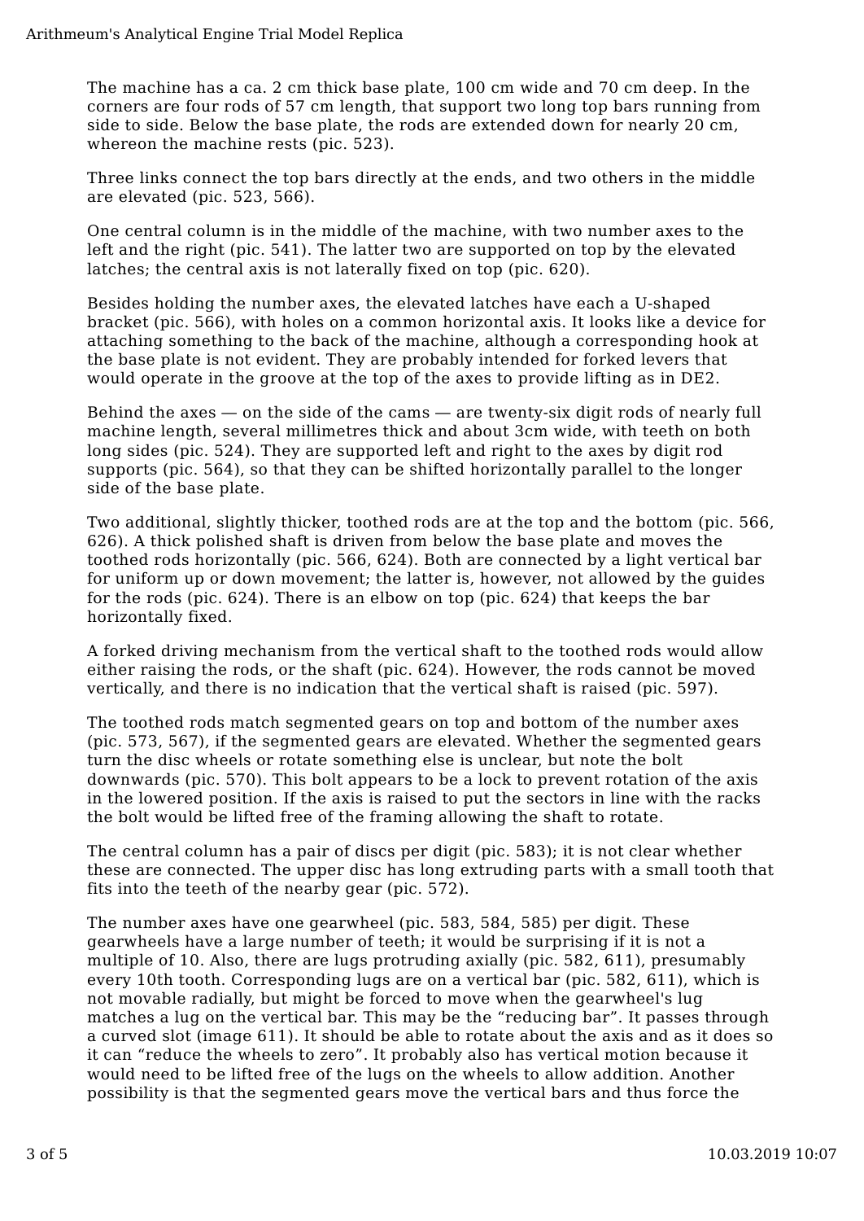The machine has a ca. 2 cm thick base plate, 100 cm wide and 70 cm deep. In the corners are four rods of 57 cm length, that support two long top bars running from side to side. Below the base plate, the rods are extended down for nearly 20 cm, whereon the machine rests (pic. 523).

Three links connect the top bars directly at the ends, and two others in the middle are elevated (pic. 523, 566).

One central column is in the middle of the machine, with two number axes to the left and the right (pic. 541). The latter two are supported on top by the elevated latches; the central axis is not laterally fixed on top (pic. 620).

Besides holding the number axes, the elevated latches have each a U-shaped bracket (pic. 566), with holes on a common horizontal axis. It looks like a device for attaching something to the back of the machine, although a corresponding hook at the base plate is not evident. They are probably intended for forked levers that would operate in the groove at the top of the axes to provide lifting as in DE2.

Behind the axes — on the side of the cams — are twenty-six digit rods of nearly full machine length, several millimetres thick and about 3cm wide, with teeth on both long sides (pic. 524). They are supported left and right to the axes by digit rod supports (pic. 564), so that they can be shifted horizontally parallel to the longer side of the base plate.

Two additional, slightly thicker, toothed rods are at the top and the bottom (pic. 566, 626). A thick polished shaft is driven from below the base plate and moves the toothed rods horizontally (pic. 566, 624). Both are connected by a light vertical bar for uniform up or down movement; the latter is, however, not allowed by the guides for the rods (pic. 624). There is an elbow on top (pic. 624) that keeps the bar horizontally fixed.

A forked driving mechanism from the vertical shaft to the toothed rods would allow either raising the rods, or the shaft (pic. 624). However, the rods cannot be moved vertically, and there is no indication that the vertical shaft is raised (pic. 597).

The toothed rods match segmented gears on top and bottom of the number axes (pic. 573, 567), if the segmented gears are elevated. Whether the segmented gears turn the disc wheels or rotate something else is unclear, but note the bolt downwards (pic. 570). This bolt appears to be a lock to prevent rotation of the axis in the lowered position. If the axis is raised to put the sectors in line with the racks the bolt would be lifted free of the framing allowing the shaft to rotate.

The central column has a pair of discs per digit (pic. 583); it is not clear whether these are connected. The upper disc has long extruding parts with a small tooth that fits into the teeth of the nearby gear (pic. 572).

The number axes have one gearwheel (pic. 583, 584, 585) per digit. These gearwheels have a large number of teeth; it would be surprising if it is not a multiple of 10. Also, there are lugs protruding axially (pic. 582, 611), presumably every 10th tooth. Corresponding lugs are on a vertical bar (pic. 582, 611), which is not movable radially, but might be forced to move when the gearwheel's lug matches a lug on the vertical bar. This may be the "reducing bar". It passes through a curved slot (image 611). It should be able to rotate about the axis and as it does so it can "reduce the wheels to zero". It probably also has vertical motion because it would need to be lifted free of the lugs on the wheels to allow addition. Another possibility is that the segmented gears move the vertical bars and thus force the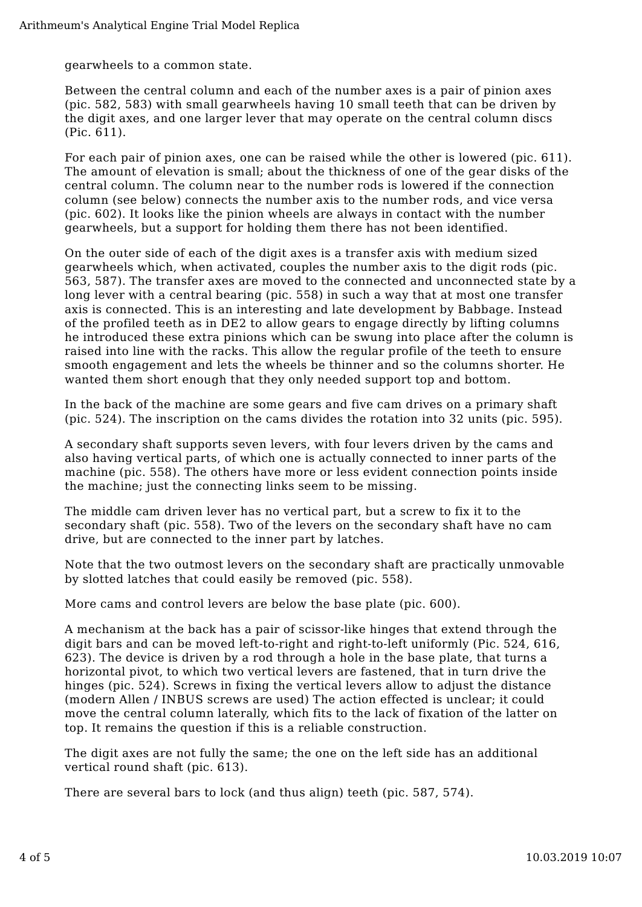gearwheels to a common state.

Between the central column and each of the number axes is a pair of pinion axes (pic. 582, 583) with small gearwheels having 10 small teeth that can be driven by the digit axes, and one larger lever that may operate on the central column discs (Pic. 611).

For each pair of pinion axes, one can be raised while the other is lowered (pic. 611). The amount of elevation is small; about the thickness of one of the gear disks of the central column. The column near to the number rods is lowered if the connection column (see below) connects the number axis to the number rods, and vice versa (pic. 602). It looks like the pinion wheels are always in contact with the number gearwheels, but a support for holding them there has not been identified.

On the outer side of each of the digit axes is a transfer axis with medium sized gearwheels which, when activated, couples the number axis to the digit rods (pic. 563, 587). The transfer axes are moved to the connected and unconnected state by a long lever with a central bearing (pic. 558) in such a way that at most one transfer axis is connected. This is an interesting and late development by Babbage. Instead of the profiled teeth as in DE2 to allow gears to engage directly by lifting columns he introduced these extra pinions which can be swung into place after the column is raised into line with the racks. This allow the regular profile of the teeth to ensure smooth engagement and lets the wheels be thinner and so the columns shorter. He wanted them short enough that they only needed support top and bottom.

In the back of the machine are some gears and five cam drives on a primary shaft (pic. 524). The inscription on the cams divides the rotation into 32 units (pic. 595).

A secondary shaft supports seven levers, with four levers driven by the cams and also having vertical parts, of which one is actually connected to inner parts of the machine (pic. 558). The others have more or less evident connection points inside the machine; just the connecting links seem to be missing.

The middle cam driven lever has no vertical part, but a screw to fix it to the secondary shaft (pic. 558). Two of the levers on the secondary shaft have no cam drive, but are connected to the inner part by latches.

Note that the two outmost levers on the secondary shaft are practically unmovable by slotted latches that could easily be removed (pic. 558).

More cams and control levers are below the base plate (pic. 600).

A mechanism at the back has a pair of scissor-like hinges that extend through the digit bars and can be moved left-to-right and right-to-left uniformly (Pic. 524, 616, 623). The device is driven by a rod through a hole in the base plate, that turns a horizontal pivot, to which two vertical levers are fastened, that in turn drive the hinges (pic. 524). Screws in fixing the vertical levers allow to adjust the distance (modern Allen / INBUS screws are used) The action effected is unclear; it could move the central column laterally, which fits to the lack of fixation of the latter on top. It remains the question if this is a reliable construction.

The digit axes are not fully the same; the one on the left side has an additional vertical round shaft (pic. 613).

There are several bars to lock (and thus align) teeth (pic. 587, 574).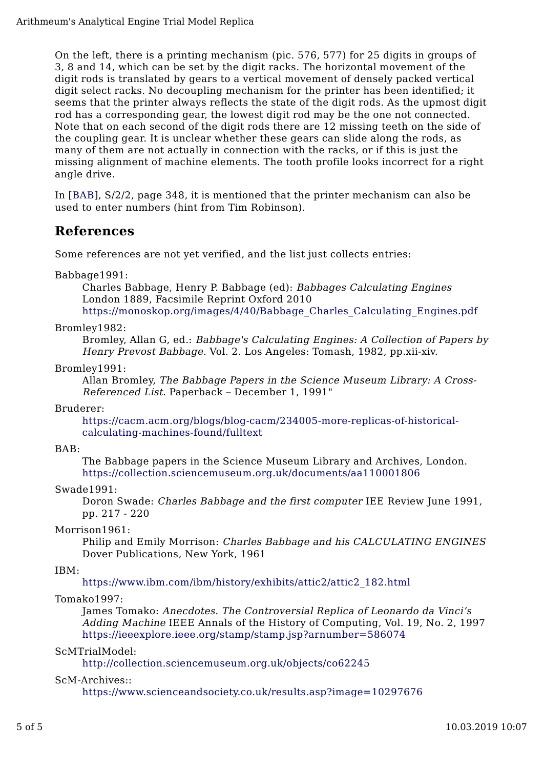On the left, there is a printing mechanism (pic. 576, 577) for 25 digits in groups of 3, 8 and 14, which can be set by the digit racks. The horizontal movement of the digit rods is translated by gears to a vertical movement of densely packed vertical digit select racks. No decoupling mechanism for the printer has been identified; it seems that the printer always reflects the state of the digit rods. As the upmost digit rod has a corresponding gear, the lowest digit rod may be the one not connected. Note that on each second of the digit rods there are 12 missing teeth on the side of the coupling gear. It is unclear whether these gears can slide along the rods, as many of them are not actually in connection with the racks, or if this is just the missing alignment of machine elements. The tooth profile looks incorrect for a right angle drive.

In [BAB], S/2/2, page 348, it is mentioned that the printer mechanism can also be used to enter numbers (hint from Tim Robinson).

## References

Some references are not yet verified, and the list just collects entries:

Babbage1991:
: Charles Babbage, Henry P. Babbage (ed): *Babbages Calculating Engines* London 1889, Facsimile Reprint Oxford 2010 https://monoskop.org/images/4/40/Babbage_Charles_Calculating_Engines.pdf

Bromley1982:
: Bromley, Allan G, ed.: *Babbage's Calculating Engines: A Collection of Papers by Henry Prevost Babbage.* Vol. 2. Los Angeles: Tomash, 1982, pp.xii-xiv.

Bromley1991:
: Allan Bromley, *The Babbage Papers in the Science Museum Library: A Cross-Referenced List.* Paperback – December 1, 1991"

Bruderer:
: https://cacm.acm.org/blogs/blog-cacm/234005-more-replicas-of-historical-calculating-machines-found/fulltext

BAB:
: The Babbage papers in the Science Museum Library and Archives, London. https://collection.sciencemuseum.org.uk/documents/aa110001806

Swade1991:
: Doron Swade: *Charles Babbage and the first computer* IEE Review June 1991, pp. 217 - 220

Morrison1961:
: Philip and Emily Morrison: *Charles Babbage and his CALCULATING ENGINES* Dover Publications, New York, 1961

IBM:
: https://www.ibm.com/ibm/history/exhibits/attic2/attic2_182.html

Tomako1997:
: James Tomako: *Anecdotes. The Controversial Replica of Leonardo da Vinci's Adding Machine* IEEE Annals of the History of Computing, Vol. 19, No. 2, 1997 https://ieeexplore.ieee.org/stamp/stamp.jsp?arnumber=586074

ScMTrialModel:
: http://collection.sciencemuseum.org.uk/objects/co62245

ScM-Archives::
: https://www.scienceandsociety.co.uk/results.asp?image=10297676